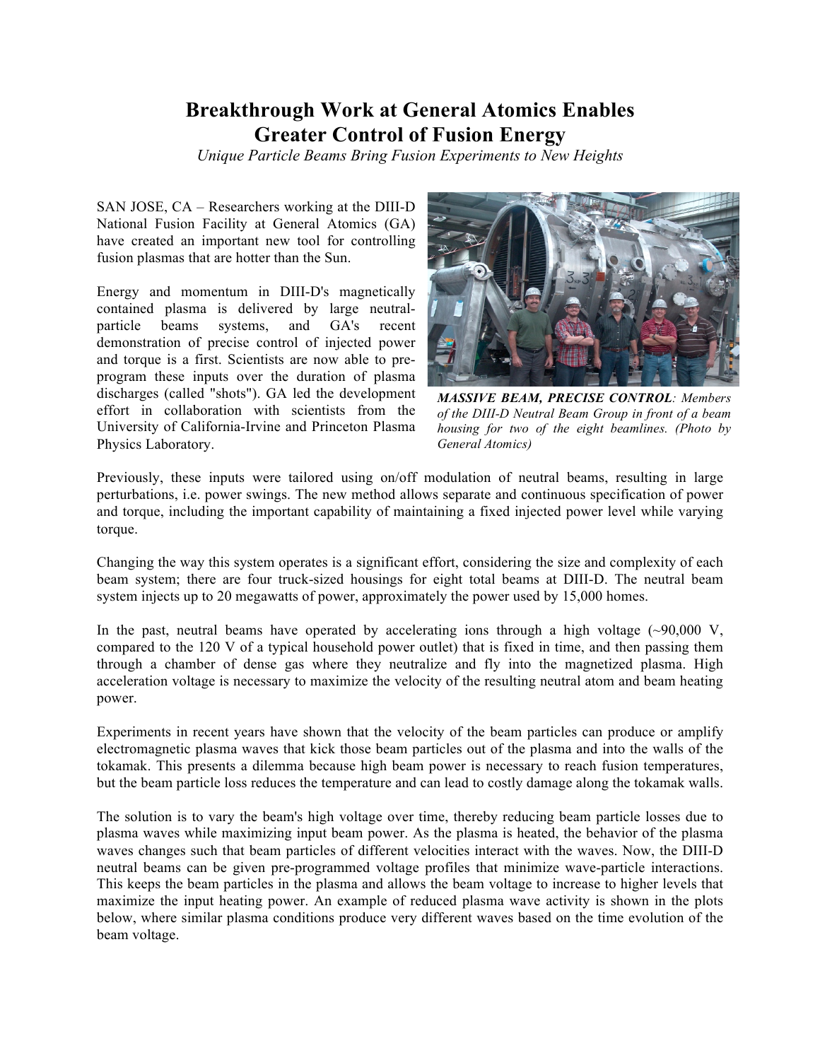# Breakthrough Work at General Atomics Enables Greater Control of Fusion Energy

*Unique Particle Beams Bring Fusion Experiments to New Heights*

SAN JOSE, CA – Researchers working at the DIII-D National Fusion Facility at General Atomics (GA) have created an important new tool for controlling fusion plasmas that are hotter than the Sun.

Energy and momentum in DIII-D's magnetically contained plasma is delivered by large neutral-particle beams systems, and GA's recent demonstration of precise control of injected power and torque is a first. Scientists are now able to pre-program these inputs over the duration of plasma discharges (called "shots"). GA led the development effort in collaboration with scientists from the University of California-Irvine and Princeton Plasma Physics Laboratory.

***MASSIVE BEAM, PRECISE CONTROL**: Members of the DIII-D Neutral Beam Group in front of a beam housing for two of the eight beamlines. (Photo by General Atomics)*

Previously, these inputs were tailored using on/off modulation of neutral beams, resulting in large perturbations, i.e. power swings. The new method allows separate and continuous specification of power and torque, including the important capability of maintaining a fixed injected power level while varying torque.

Changing the way this system operates is a significant effort, considering the size and complexity of each beam system; there are four truck-sized housings for eight total beams at DIII-D. The neutral beam system injects up to 20 megawatts of power, approximately the power used by 15,000 homes.

In the past, neutral beams have operated by accelerating ions through a high voltage (~90,000 V, compared to the 120 V of a typical household power outlet) that is fixed in time, and then passing them through a chamber of dense gas where they neutralize and fly into the magnetized plasma. High acceleration voltage is necessary to maximize the velocity of the resulting neutral atom and beam heating power.

Experiments in recent years have shown that the velocity of the beam particles can produce or amplify electromagnetic plasma waves that kick those beam particles out of the plasma and into the walls of the tokamak. This presents a dilemma because high beam power is necessary to reach fusion temperatures, but the beam particle loss reduces the temperature and can lead to costly damage along the tokamak walls.

The solution is to vary the beam's high voltage over time, thereby reducing beam particle losses due to plasma waves while maximizing input beam power. As the plasma is heated, the behavior of the plasma waves changes such that beam particles of different velocities interact with the waves. Now, the DIII-D neutral beams can be given pre-programmed voltage profiles that minimize wave-particle interactions. This keeps the beam particles in the plasma and allows the beam voltage to increase to higher levels that maximize the input heating power. An example of reduced plasma wave activity is shown in the plots below, where similar plasma conditions produce very different waves based on the time evolution of the beam voltage.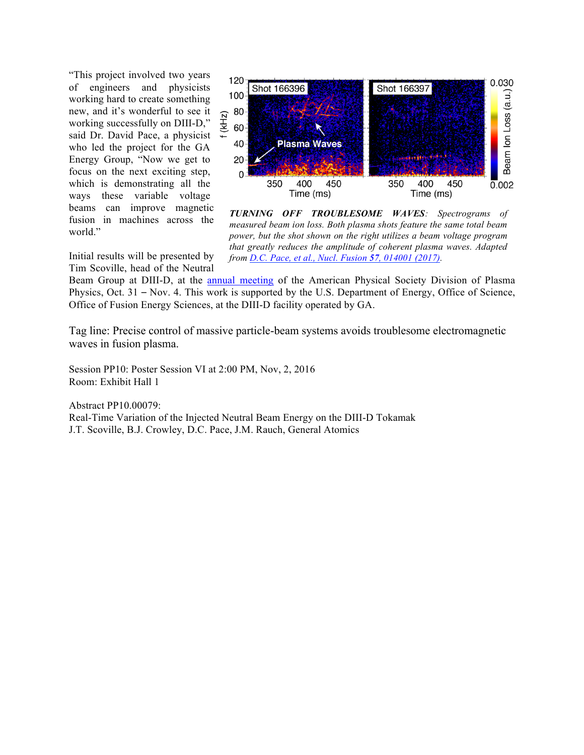"This project involved two years of engineers and physicists working hard to create something new, and it's wonderful to see it working successfully on DIII-D," said Dr. David Pace, a physicist who led the project for the GA Energy Group, "Now we get to focus on the next exciting step, which is demonstrating all the ways these variable voltage beams can improve magnetic fusion in machines across the world."

Shot 166396
Shot 166397
f (kHz)
120
100
80
60
40
20
0
Plasma Waves
350 400 450
Time (ms)
350 400 450
Time (ms)
Beam Ion Loss (a.u.)
0.030
0.002

***TURNING OFF TROUBLESOME WAVES**: Spectrograms of measured beam ion loss. Both plasma shots feature the same total beam power, but the shot shown on the right utilizes a beam voltage program that greatly reduces the amplitude of coherent plasma waves. Adapted from [D.C. Pace, et al., Nucl. Fusion **57**, 014001 (2017)](#).*

Initial results will be presented by Tim Scoville, head of the Neutral Beam Group at DIII-D, at the [annual meeting](#) of the American Physical Society Division of Plasma Physics, Oct. 31 – Nov. 4. This work is supported by the U.S. Department of Energy, Office of Science, Office of Fusion Energy Sciences, at the DIII-D facility operated by GA.

Tag line: Precise control of massive particle-beam systems avoids troublesome electromagnetic waves in fusion plasma.

Session PP10: Poster Session VI at 2:00 PM, Nov, 2, 2016
Room: Exhibit Hall 1

Abstract PP10.00079:
Real-Time Variation of the Injected Neutral Beam Energy on the DIII-D Tokamak
J.T. Scoville, B.J. Crowley, D.C. Pace, J.M. Rauch, General Atomics